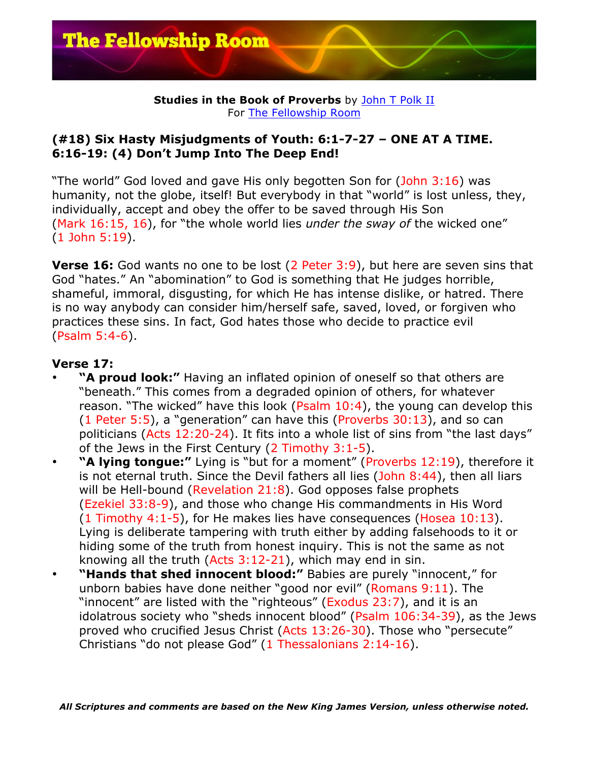**Studies in the Book of Proverbs** by John T Polk II
For The Fellowship Room

## (#18) Six Hasty Misjudgments of Youth: 6:1-7-27 – ONE AT A TIME. 6:16-19: (4) Don't Jump Into The Deep End!

"The world" God loved and gave His only begotten Son for (John 3:16) was humanity, not the globe, itself! But everybody in that "world" is lost unless, they, individually, accept and obey the offer to be saved through His Son (Mark 16:15, 16), for "the whole world lies *under the sway of* the wicked one" (1 John 5:19).

**Verse 16:** God wants no one to be lost (2 Peter 3:9), but here are seven sins that God "hates." An "abomination" to God is something that He judges horrible, shameful, immoral, disgusting, for which He has intense dislike, or hatred. There is no way anybody can consider him/herself safe, saved, loved, or forgiven who practices these sins. In fact, God hates those who decide to practice evil (Psalm 5:4-6).

**Verse 17:**

- **"A proud look:"** Having an inflated opinion of oneself so that others are "beneath." This comes from a degraded opinion of others, for whatever reason. "The wicked" have this look (Psalm 10:4), the young can develop this (1 Peter 5:5), a "generation" can have this (Proverbs 30:13), and so can politicians (Acts 12:20-24). It fits into a whole list of sins from "the last days" of the Jews in the First Century (2 Timothy 3:1-5).
- **"A lying tongue:"** Lying is "but for a moment" (Proverbs 12:19), therefore it is not eternal truth. Since the Devil fathers all lies (John 8:44), then all liars will be Hell-bound (Revelation 21:8). God opposes false prophets (Ezekiel 33:8-9), and those who change His commandments in His Word (1 Timothy 4:1-5), for He makes lies have consequences (Hosea 10:13). Lying is deliberate tampering with truth either by adding falsehoods to it or hiding some of the truth from honest inquiry. This is not the same as not knowing all the truth (Acts 3:12-21), which may end in sin.
- **"Hands that shed innocent blood:"** Babies are purely "innocent," for unborn babies have done neither "good nor evil" (Romans 9:11). The "innocent" are listed with the "righteous" (Exodus 23:7), and it is an idolatrous society who "sheds innocent blood" (Psalm 106:34-39), as the Jews proved who crucified Jesus Christ (Acts 13:26-30). Those who "persecute" Christians "do not please God" (1 Thessalonians 2:14-16).

***All Scriptures and comments are based on the New King James Version, unless otherwise noted.***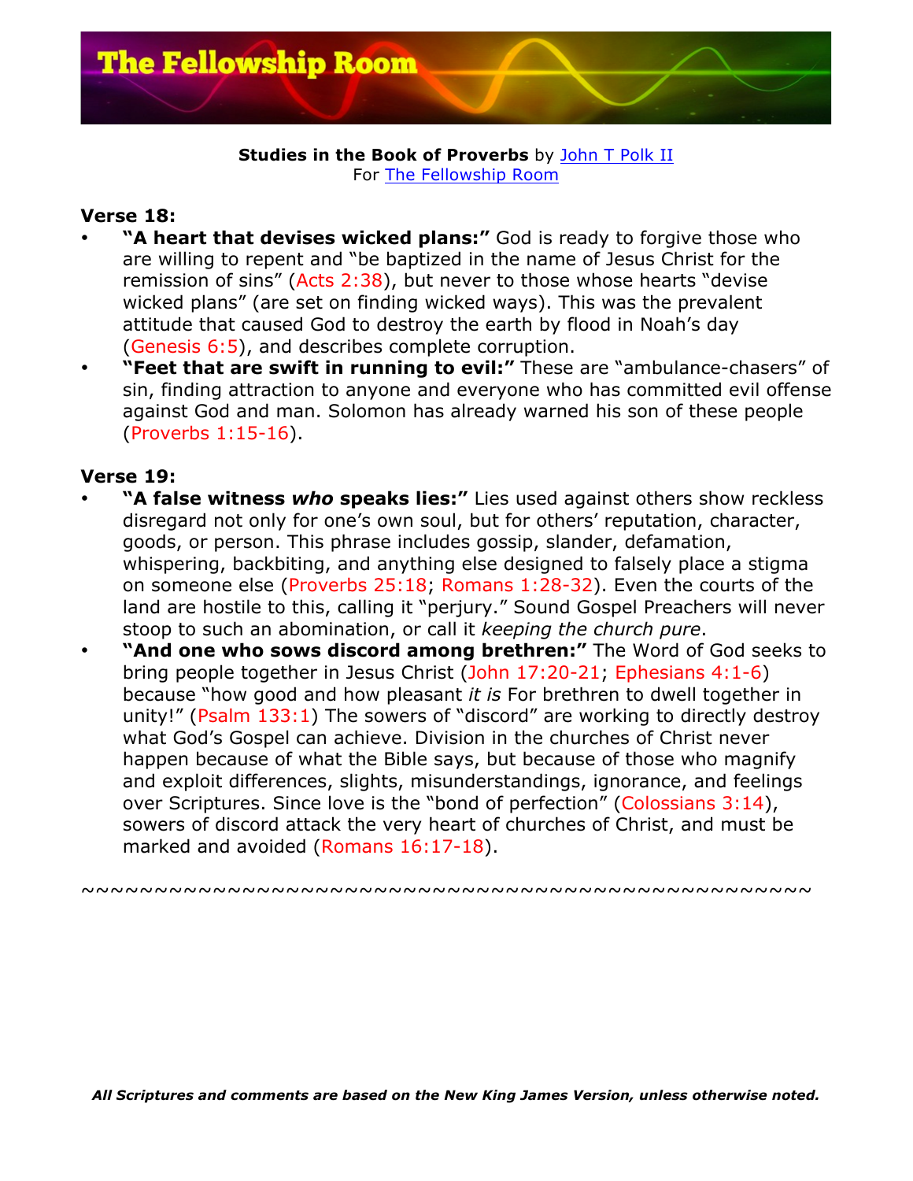**Studies in the Book of Proverbs** by John T Polk II
For The Fellowship Room

**Verse 18:**

- **"A heart that devises wicked plans:"** God is ready to forgive those who are willing to repent and "be baptized in the name of Jesus Christ for the remission of sins" (Acts 2:38), but never to those whose hearts "devise wicked plans" (are set on finding wicked ways). This was the prevalent attitude that caused God to destroy the earth by flood in Noah's day (Genesis 6:5), and describes complete corruption.
- **"Feet that are swift in running to evil:"** These are "ambulance-chasers" of sin, finding attraction to anyone and everyone who has committed evil offense against God and man. Solomon has already warned his son of these people (Proverbs 1:15-16).

**Verse 19:**

- **"A false witness *who* speaks lies:"** Lies used against others show reckless disregard not only for one's own soul, but for others' reputation, character, goods, or person. This phrase includes gossip, slander, defamation, whispering, backbiting, and anything else designed to falsely place a stigma on someone else (Proverbs 25:18; Romans 1:28-32). Even the courts of the land are hostile to this, calling it "perjury." Sound Gospel Preachers will never stoop to such an abomination, or call it *keeping the church pure*.
- **"And one who sows discord among brethren:"** The Word of God seeks to bring people together in Jesus Christ (John 17:20-21; Ephesians 4:1-6) because "how good and how pleasant *it is* For brethren to dwell together in unity!" (Psalm 133:1) The sowers of "discord" are working to directly destroy what God's Gospel can achieve. Division in the churches of Christ never happen because of what the Bible says, but because of those who magnify and exploit differences, slights, misunderstandings, ignorance, and feelings over Scriptures. Since love is the "bond of perfection" (Colossians 3:14), sowers of discord attack the very heart of churches of Christ, and must be marked and avoided (Romans 16:17-18).

~~~~~~~~~~~~~~~~~~~~~~~~~~~~~~~~~~~~~~~~~~~~~~~~~~~~

***All Scriptures and comments are based on the New King James Version, unless otherwise noted.***